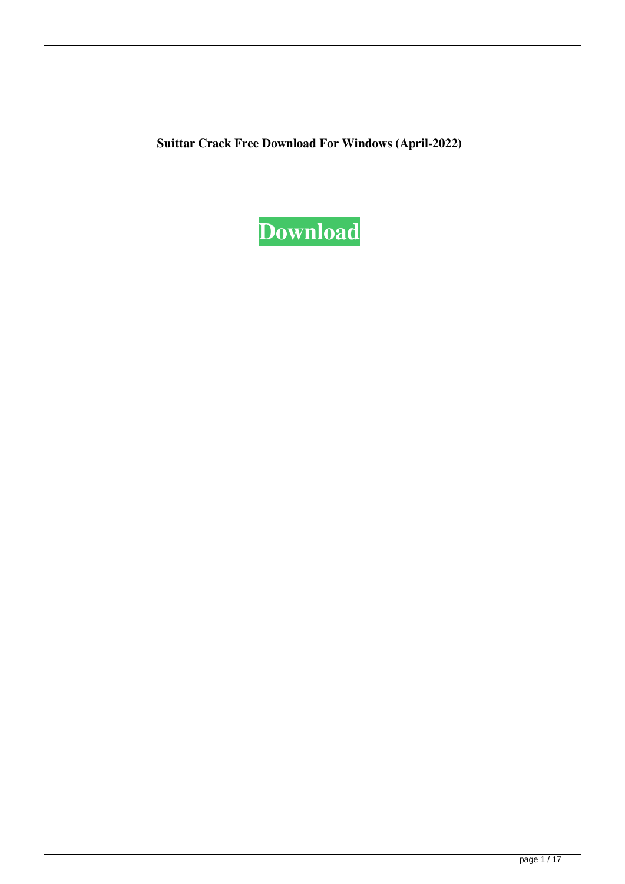**Suittar Crack Free Download For Windows (April-2022)**

**Download**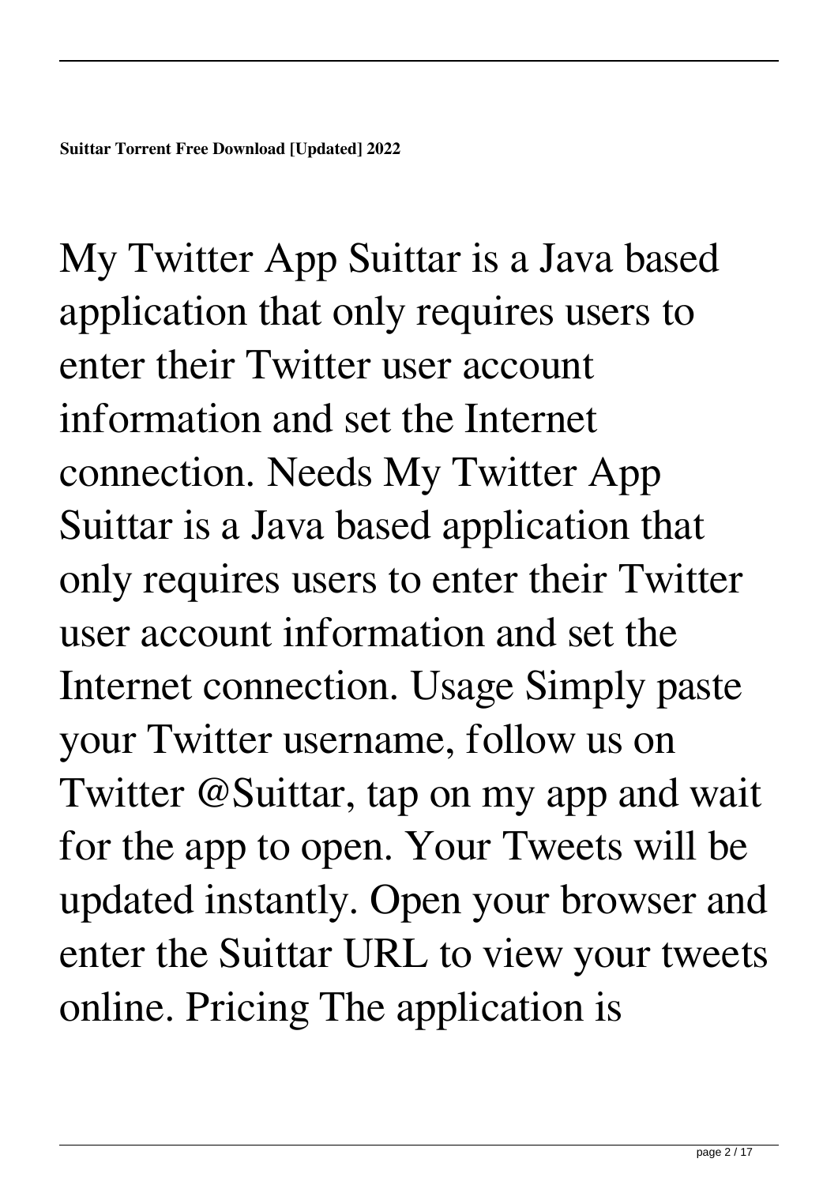**Suittar Torrent Free Download [Updated] 2022**

My Twitter App Suittar is a Java based application that only requires users to enter their Twitter user account information and set the Internet connection. Needs My Twitter App Suittar is a Java based application that only requires users to enter their Twitter user account information and set the Internet connection. Usage Simply paste your Twitter username, follow us on Twitter @Suittar, tap on my app and wait for the app to open. Your Tweets will be updated instantly. Open your browser and enter the Suittar URL to view your tweets online. Pricing The application is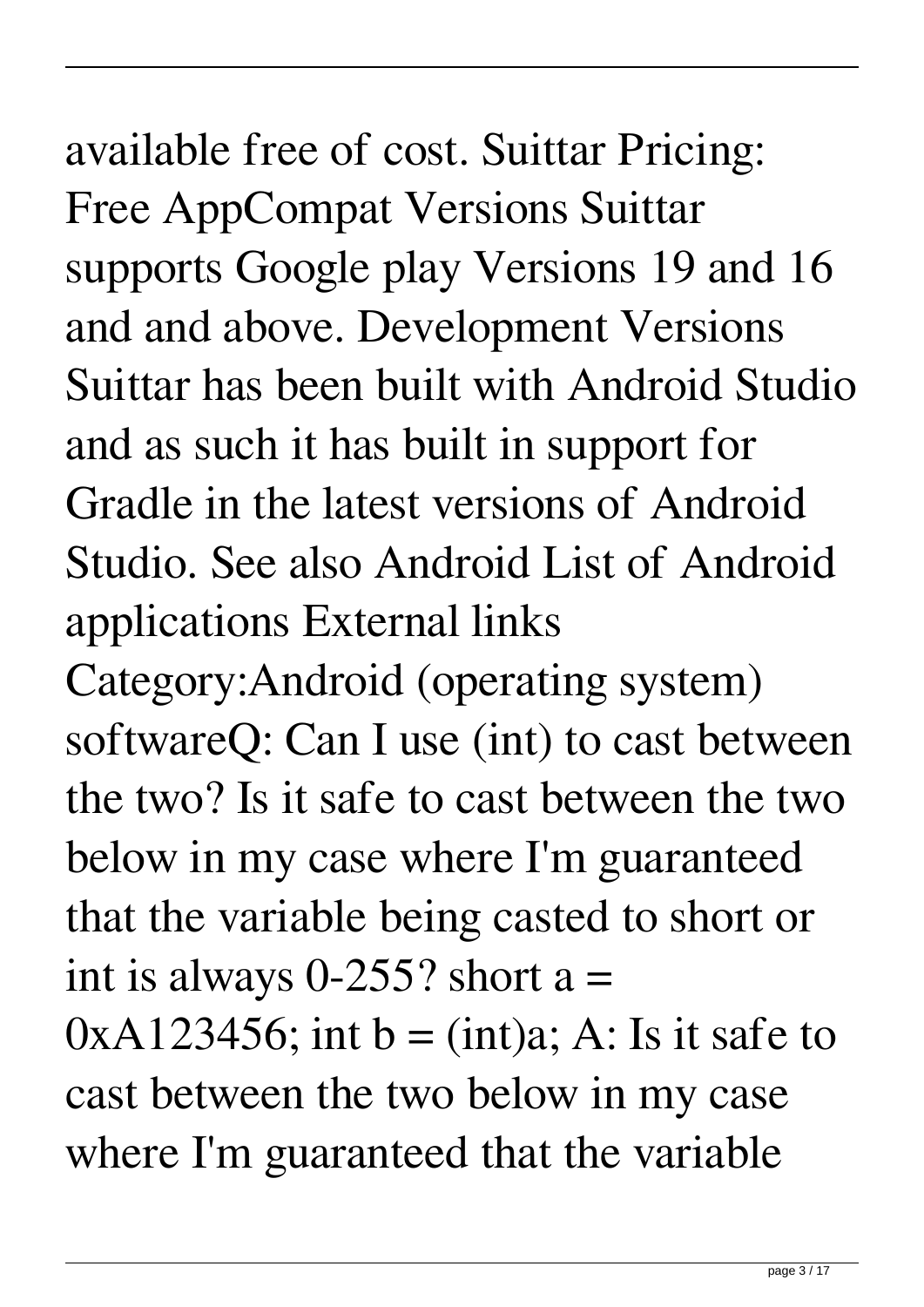available free of cost. Suittar Pricing: Free AppCompat Versions Suittar supports Google play Versions 19 and 16 and and above. Development Versions Suittar has been built with Android Studio and as such it has built in support for Gradle in the latest versions of Android Studio. See also Android List of Android applications External links Category:Android (operating system) softwareQ: Can I use (int) to cast between the two? Is it safe to cast between the two below in my case where I'm guaranteed that the variable being casted to short or int is always 0-255? short a = 0xA123456; int b = (int)a; A: Is it safe to cast between the two below in my case where I'm guaranteed that the variable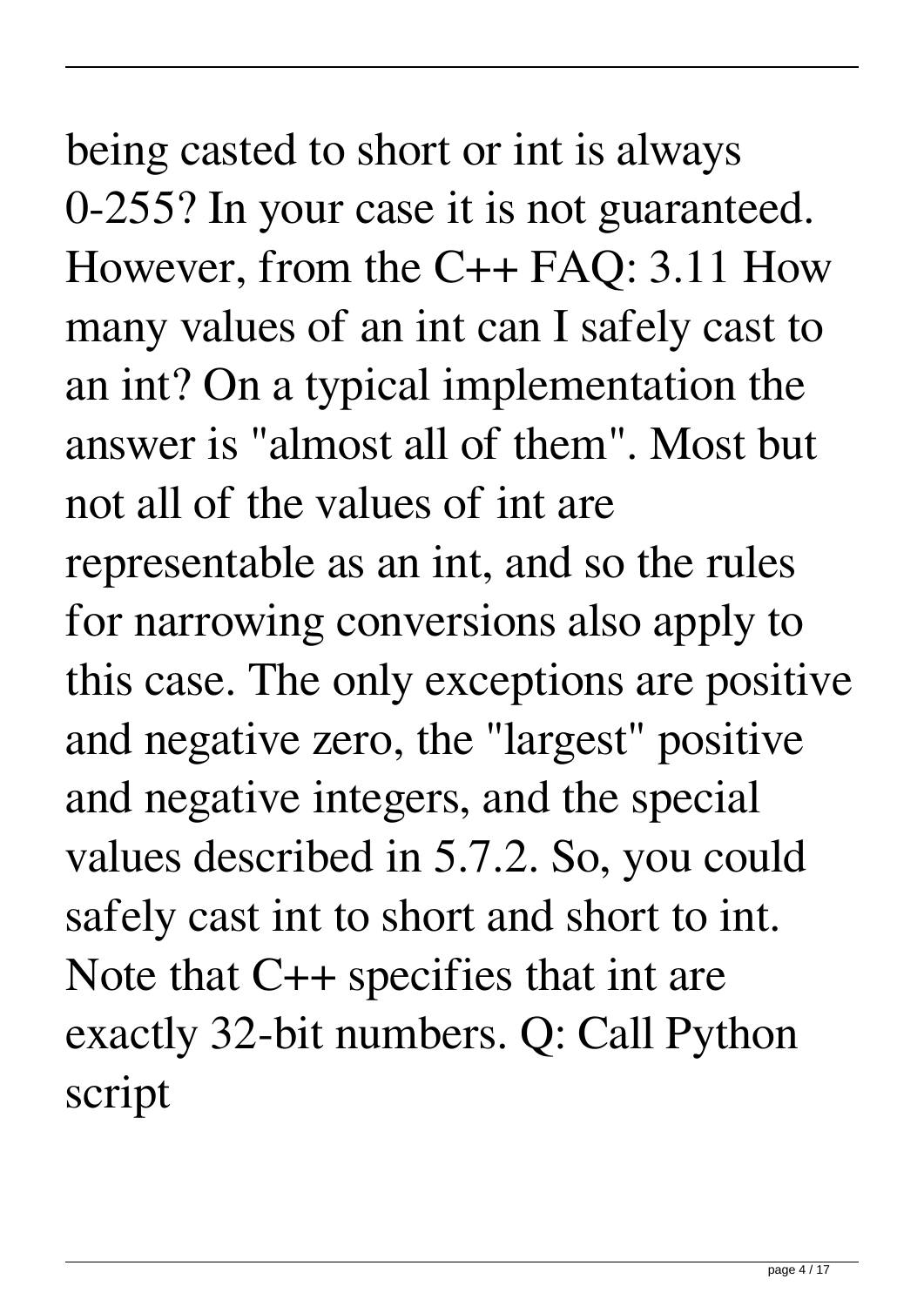being casted to short or int is always 0-255? In your case it is not guaranteed. However, from the C++ FAQ: 3.11 How many values of an int can I safely cast to an int? On a typical implementation the answer is "almost all of them". Most but not all of the values of int are representable as an int, and so the rules for narrowing conversions also apply to this case. The only exceptions are positive and negative zero, the "largest" positive and negative integers, and the special values described in 5.7.2. So, you could safely cast int to short and short to int. Note that C++ specifies that int are exactly 32-bit numbers. Q: Call Python script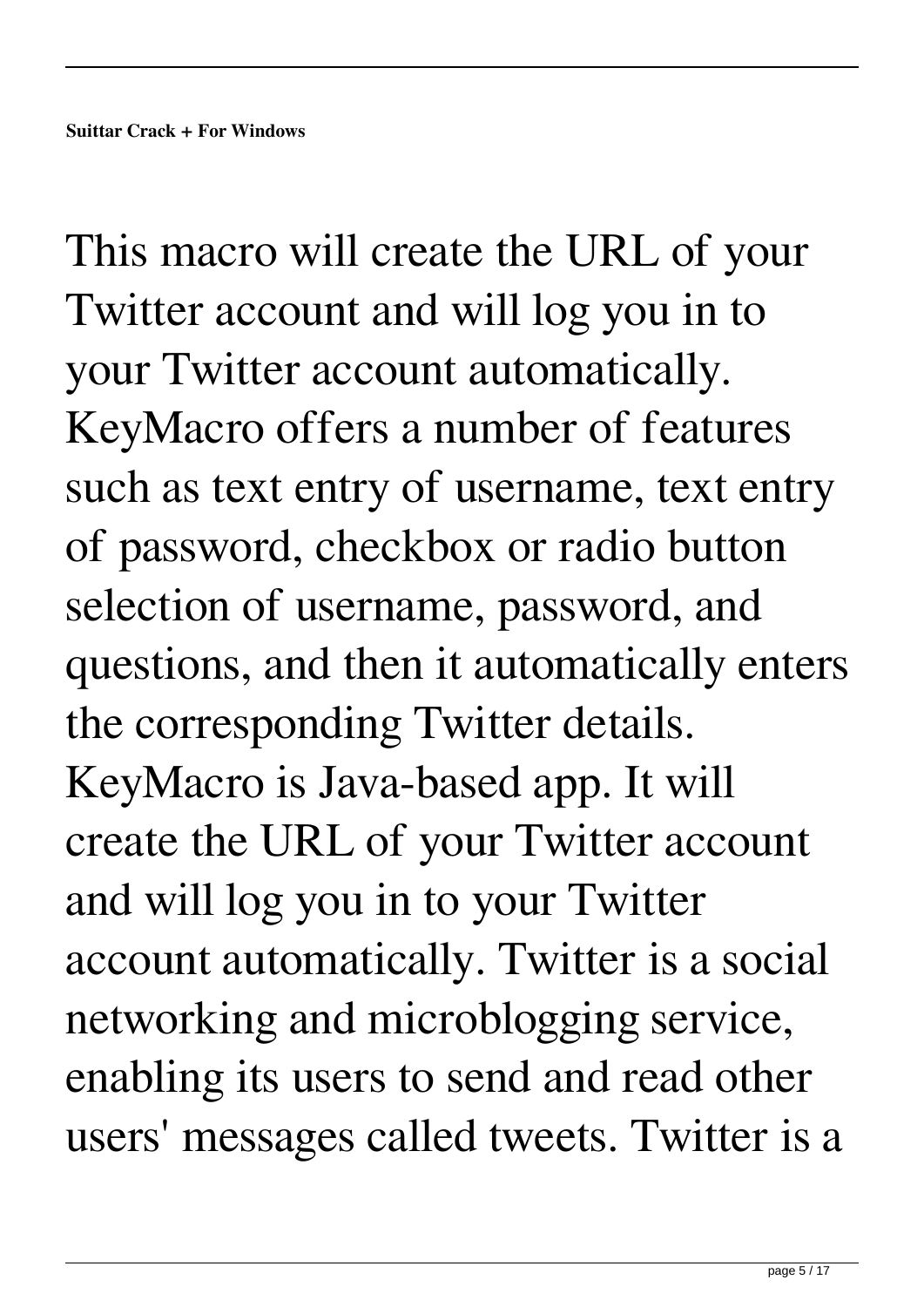**Suittar Crack + For Windows**

This macro will create the URL of your Twitter account and will log you in to your Twitter account automatically. KeyMacro offers a number of features such as text entry of username, text entry of password, checkbox or radio button selection of username, password, and questions, and then it automatically enters the corresponding Twitter details. KeyMacro is Java-based app. It will create the URL of your Twitter account and will log you in to your Twitter account automatically. Twitter is a social networking and microblogging service, enabling its users to send and read other users' messages called tweets. Twitter is a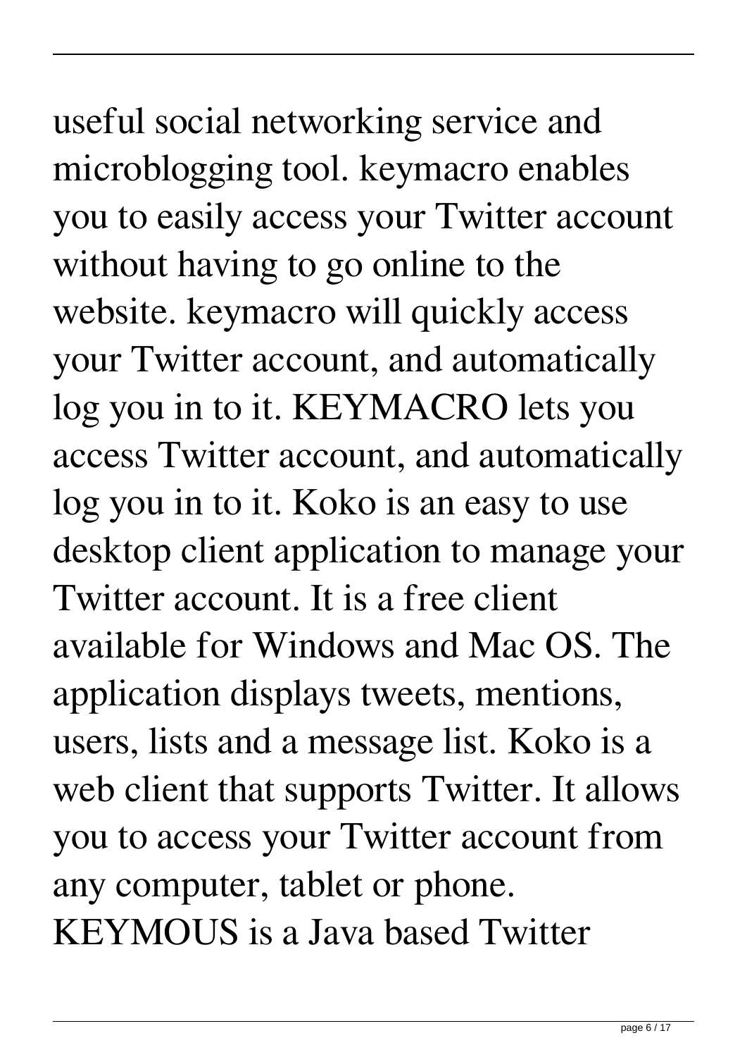useful social networking service and microblogging tool. keymacro enables you to easily access your Twitter account without having to go online to the website. keymacro will quickly access your Twitter account, and automatically log you in to it. KEYMACRO lets you access Twitter account, and automatically log you in to it. Koko is an easy to use desktop client application to manage your Twitter account. It is a free client available for Windows and Mac OS. The application displays tweets, mentions, users, lists and a message list. Koko is a web client that supports Twitter. It allows you to access your Twitter account from any computer, tablet or phone. KEYMOUS is a Java based Twitter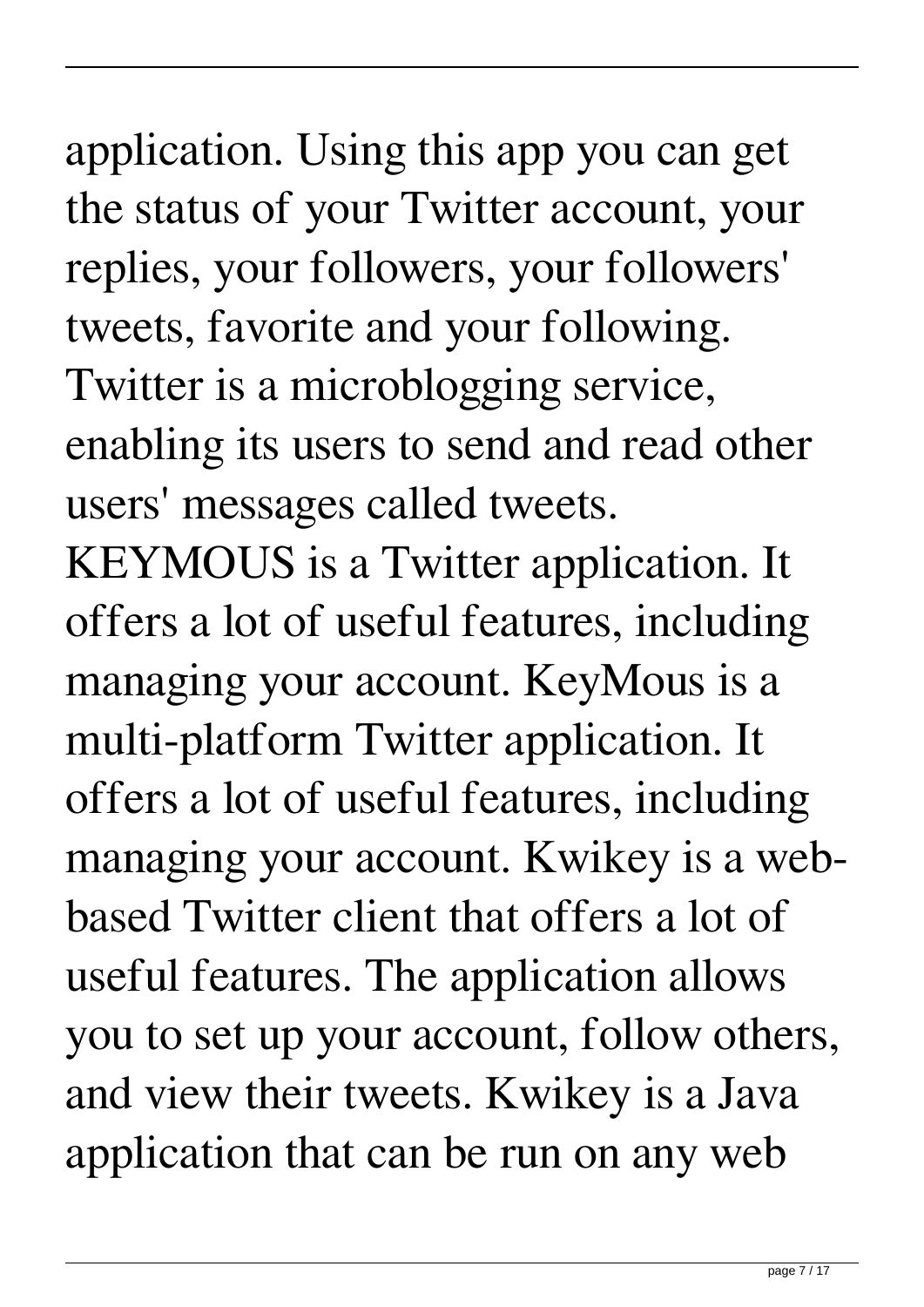application. Using this app you can get the status of your Twitter account, your replies, your followers, your followers' tweets, favorite and your following. Twitter is a microblogging service, enabling its users to send and read other users' messages called tweets. KEYMOUS is a Twitter application. It offers a lot of useful features, including managing your account. KeyMous is a multi-platform Twitter application. It offers a lot of useful features, including managing your account. Kwikey is a web-based Twitter client that offers a lot of useful features. The application allows you to set up your account, follow others, and view their tweets. Kwikey is a Java application that can be run on any web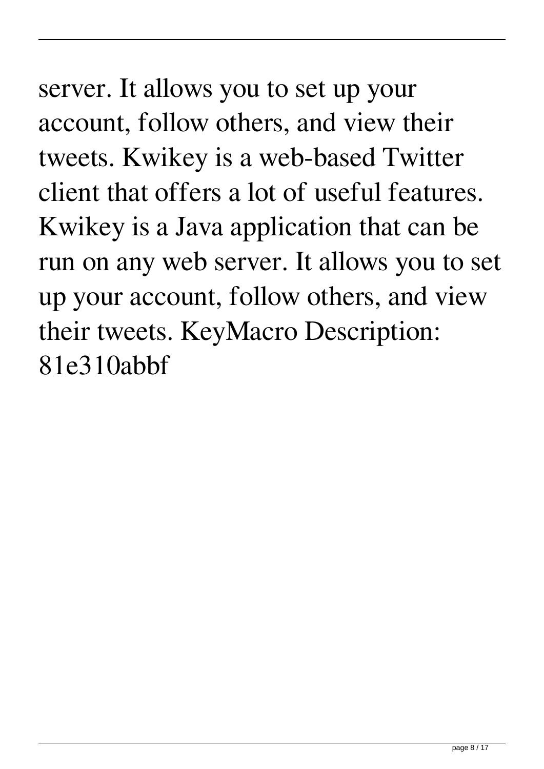server. It allows you to set up your account, follow others, and view their tweets. Kwikey is a web-based Twitter client that offers a lot of useful features. Kwikey is a Java application that can be run on any web server. It allows you to set up your account, follow others, and view their tweets. KeyMacro Description: 81e310abbf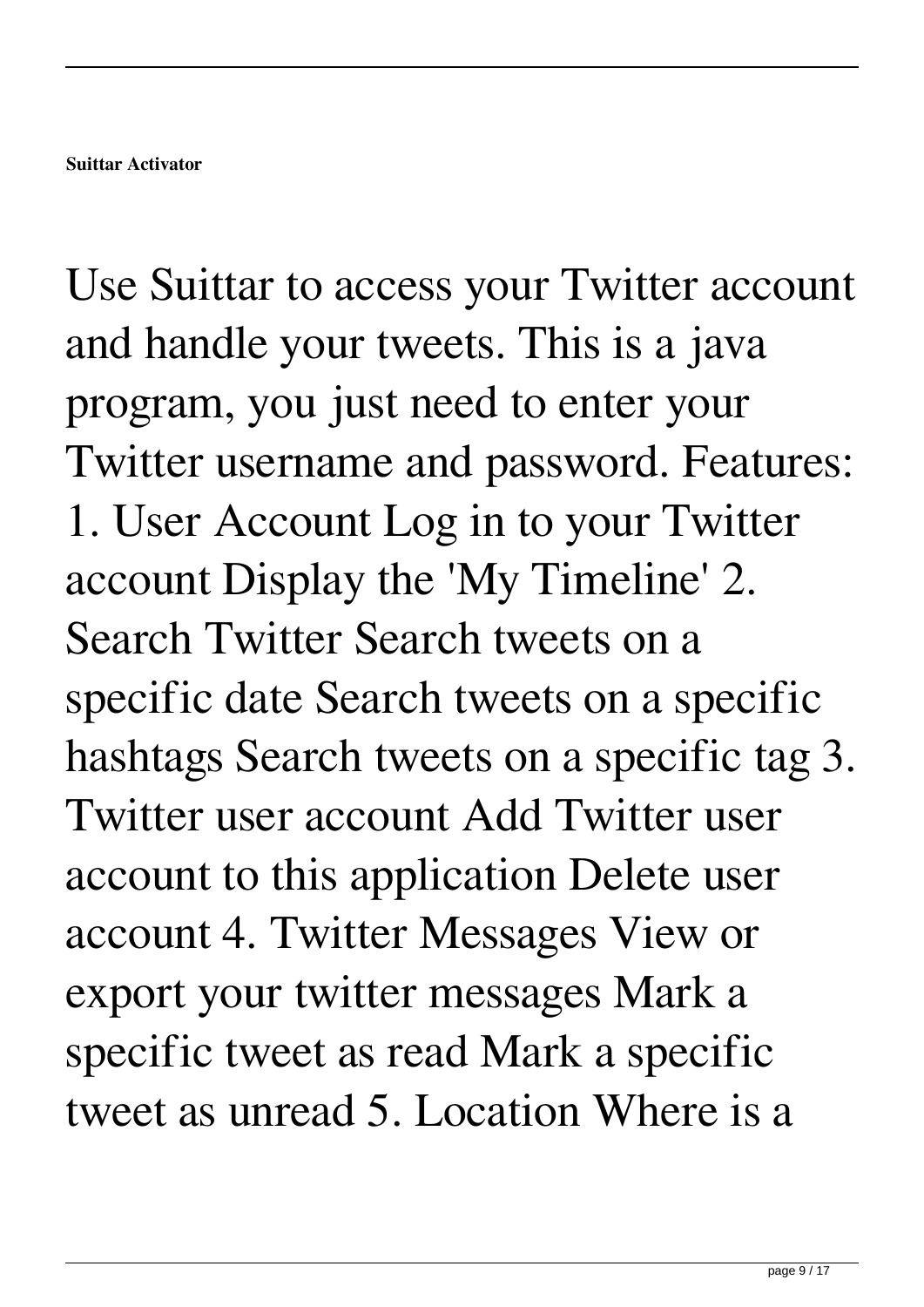**Suittar Activator**

Use Suittar to access your Twitter account and handle your tweets. This is a java program, you just need to enter your Twitter username and password. Features: 1. User Account Log in to your Twitter account Display the 'My Timeline' 2. Search Twitter Search tweets on a specific date Search tweets on a specific hashtags Search tweets on a specific tag 3. Twitter user account Add Twitter user account to this application Delete user account 4. Twitter Messages View or export your twitter messages Mark a specific tweet as read Mark a specific tweet as unread 5. Location Where is a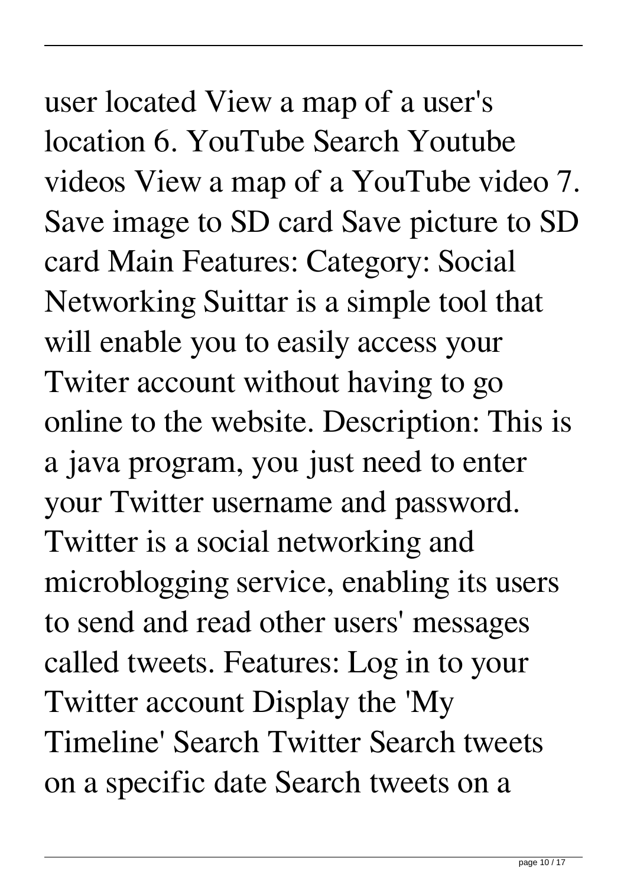user located View a map of a user's location 6. YouTube Search Youtube videos View a map of a YouTube video 7. Save image to SD card Save picture to SD card Main Features: Category: Social Networking Suittar is a simple tool that will enable you to easily access your Twiter account without having to go online to the website. Description: This is a java program, you just need to enter your Twitter username and password. Twitter is a social networking and microblogging service, enabling its users to send and read other users' messages called tweets. Features: Log in to your Twitter account Display the 'My Timeline' Search Twitter Search tweets on a specific date Search tweets on a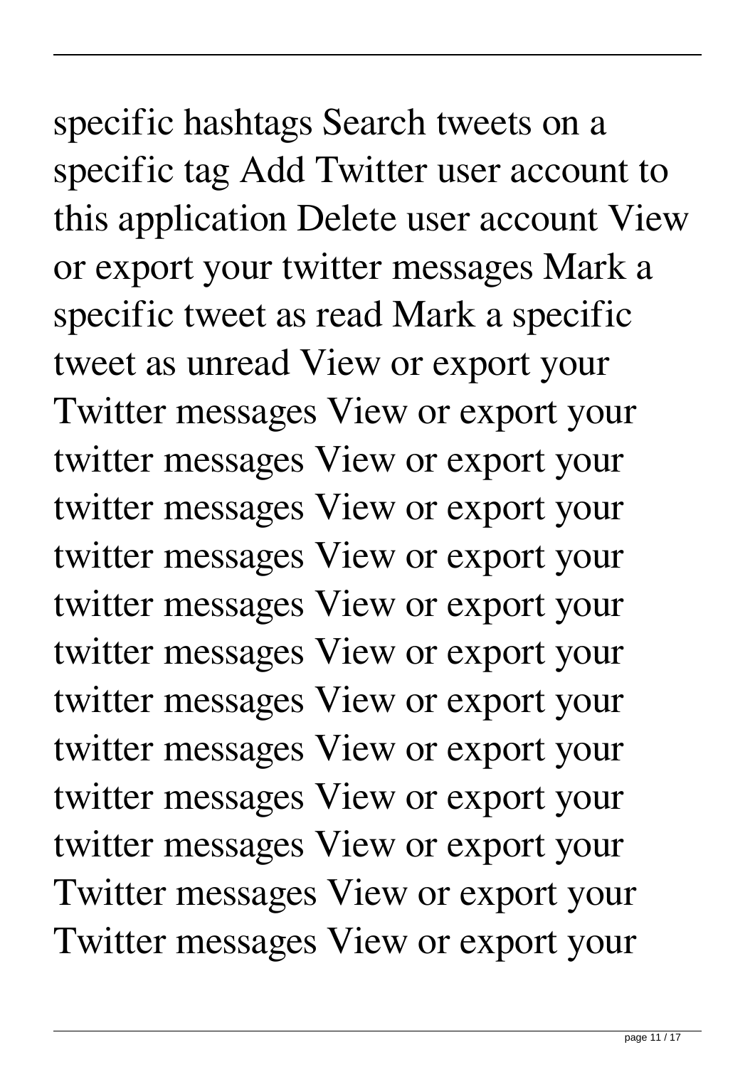specific hashtags Search tweets on a specific tag Add Twitter user account to this application Delete user account View or export your twitter messages Mark a specific tweet as read Mark a specific tweet as unread View or export your Twitter messages View or export your twitter messages View or export your twitter messages View or export your twitter messages View or export your twitter messages View or export your twitter messages View or export your twitter messages View or export your twitter messages View or export your twitter messages View or export your Twitter messages View or export your Twitter messages View or export your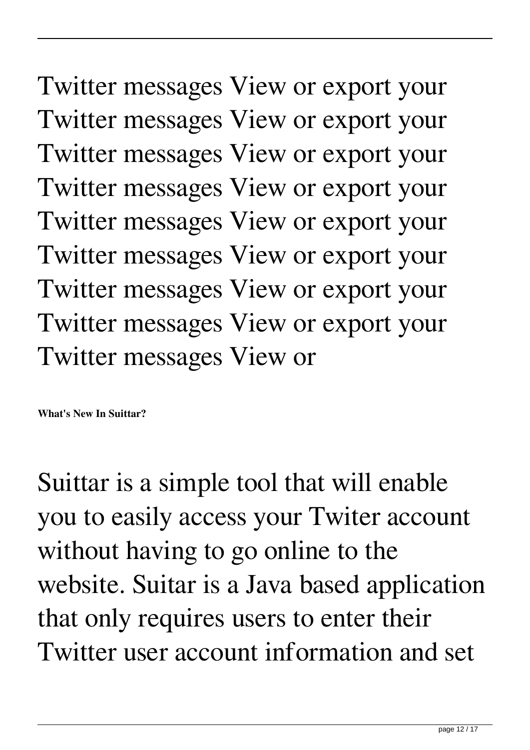Twitter messages View or export your Twitter messages View or export your Twitter messages View or export your Twitter messages View or export your Twitter messages View or export your Twitter messages View or export your Twitter messages View or export your Twitter messages View or export your Twitter messages View or

**What's New In Suittar?**

Suittar is a simple tool that will enable you to easily access your Twiter account without having to go online to the website. Suitar is a Java based application that only requires users to enter their Twitter user account information and set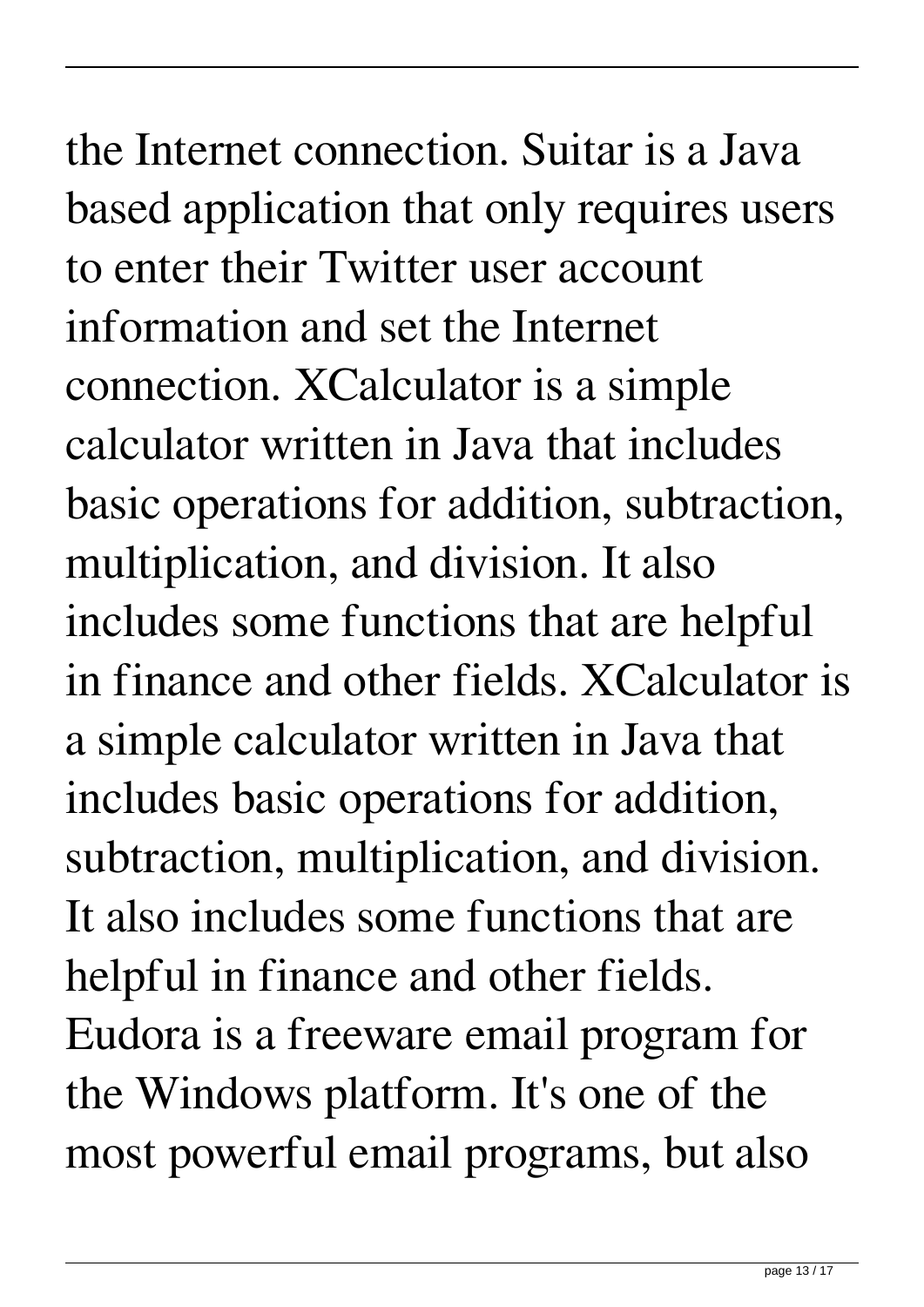the Internet connection. Suitar is a Java based application that only requires users to enter their Twitter user account information and set the Internet connection. XCalculator is a simple calculator written in Java that includes basic operations for addition, subtraction, multiplication, and division. It also includes some functions that are helpful in finance and other fields. XCalculator is a simple calculator written in Java that includes basic operations for addition, subtraction, multiplication, and division. It also includes some functions that are helpful in finance and other fields. Eudora is a freeware email program for the Windows platform. It's one of the most powerful email programs, but also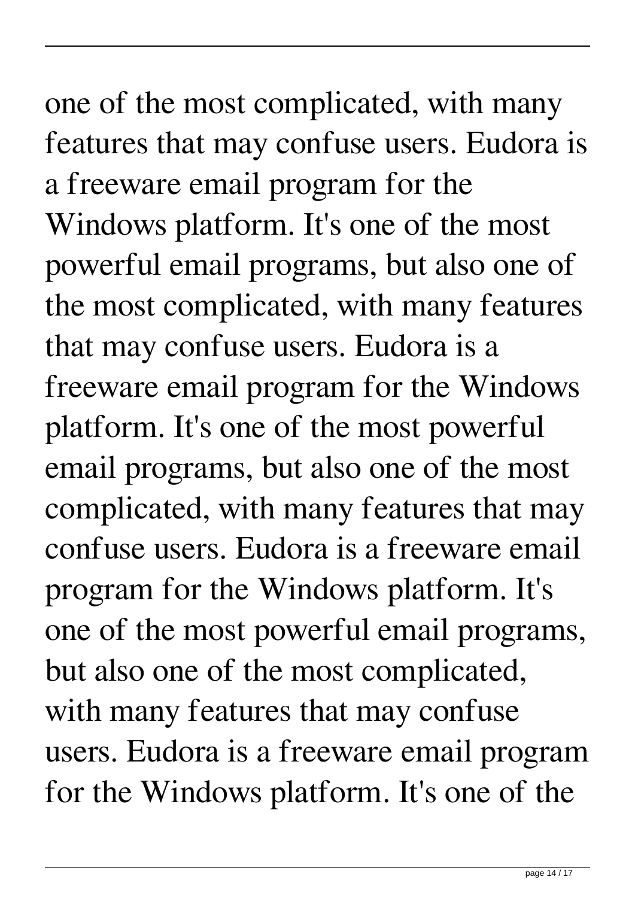one of the most complicated, with many features that may confuse users. Eudora is a freeware email program for the Windows platform. It's one of the most powerful email programs, but also one of the most complicated, with many features that may confuse users. Eudora is a freeware email program for the Windows platform. It's one of the most powerful email programs, but also one of the most complicated, with many features that may confuse users. Eudora is a freeware email program for the Windows platform. It's one of the most powerful email programs, but also one of the most complicated, with many features that may confuse users. Eudora is a freeware email program for the Windows platform. It's one of the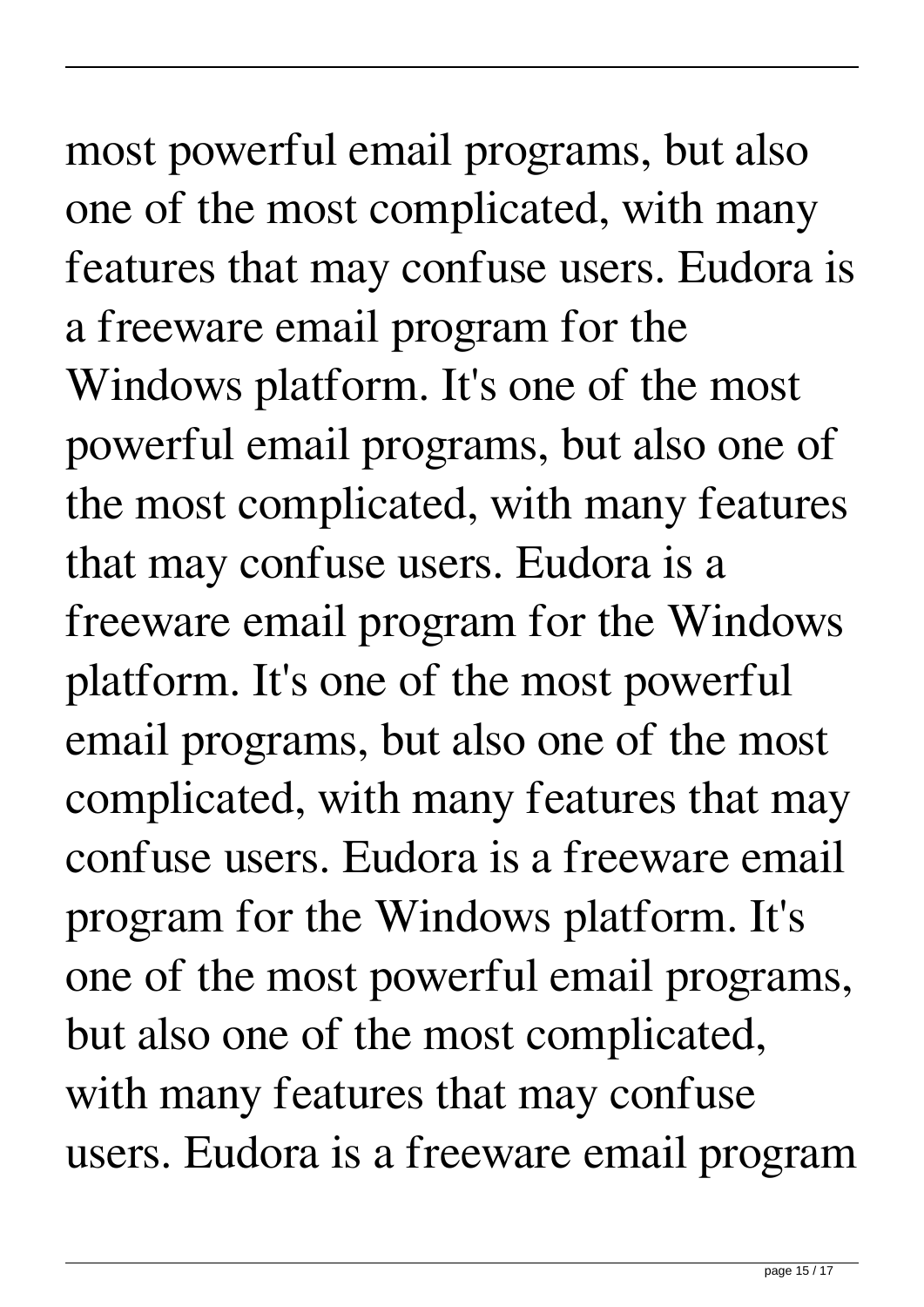most powerful email programs, but also one of the most complicated, with many features that may confuse users. Eudora is a freeware email program for the Windows platform. It's one of the most powerful email programs, but also one of the most complicated, with many features that may confuse users. Eudora is a freeware email program for the Windows platform. It's one of the most powerful email programs, but also one of the most complicated, with many features that may confuse users. Eudora is a freeware email program for the Windows platform. It's one of the most powerful email programs, but also one of the most complicated, with many features that may confuse users. Eudora is a freeware email program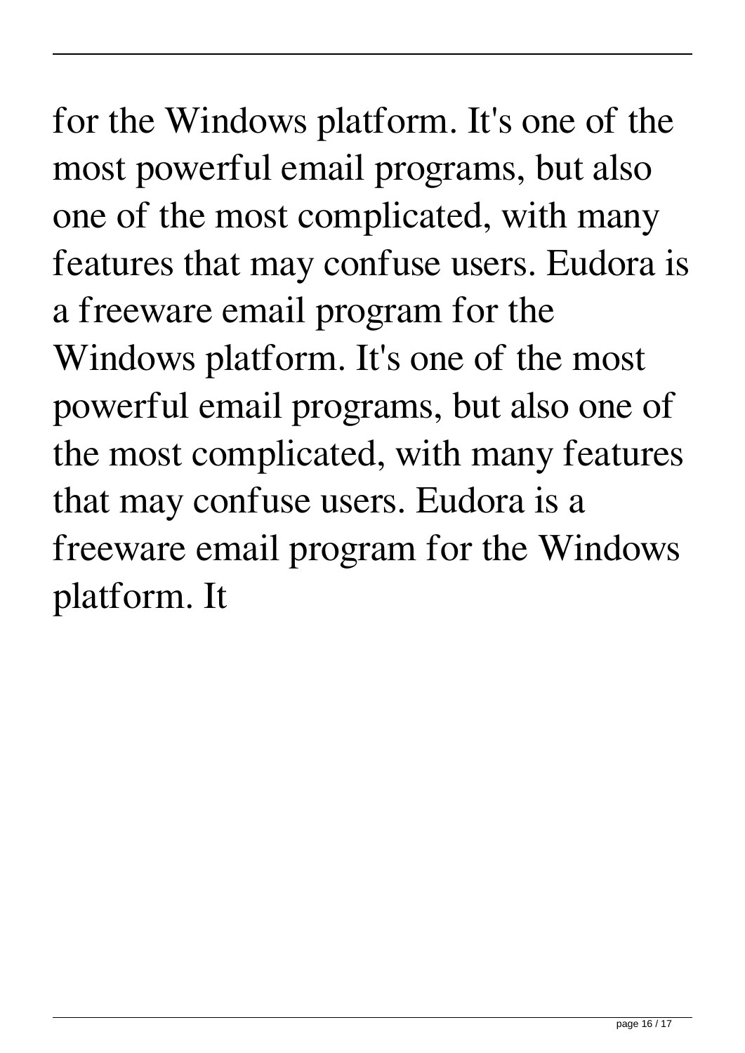for the Windows platform. It's one of the most powerful email programs, but also one of the most complicated, with many features that may confuse users. Eudora is a freeware email program for the Windows platform. It's one of the most powerful email programs, but also one of the most complicated, with many features that may confuse users. Eudora is a freeware email program for the Windows platform. It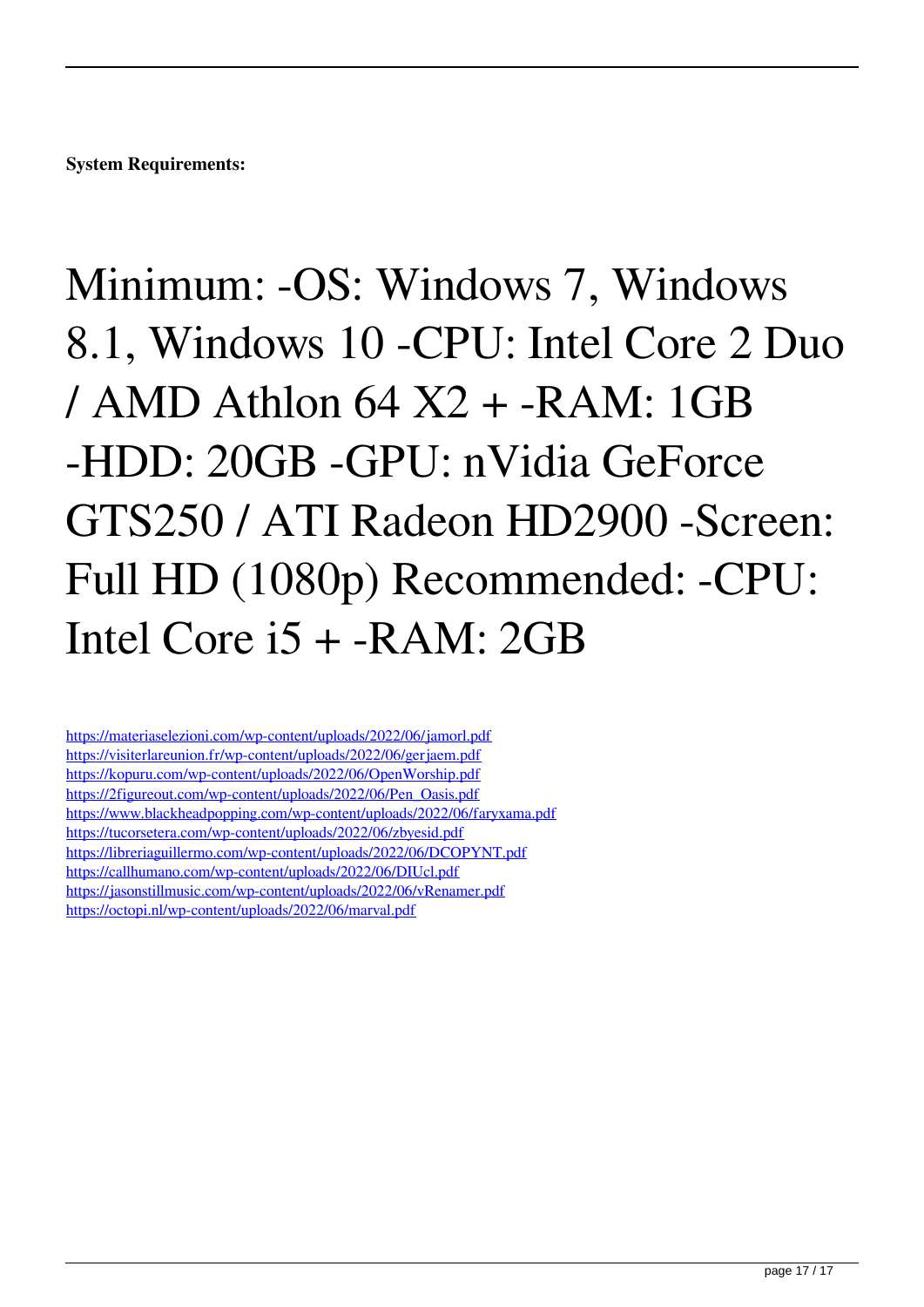**System Requirements:**

# Minimum: -OS: Windows 7, Windows 8.1, Windows 10 -CPU: Intel Core 2 Duo / AMD Athlon 64 X2 + -RAM: 1GB -HDD: 20GB -GPU: nVidia GeForce GTS250 / ATI Radeon HD2900 -Screen: Full HD (1080p) Recommended: -CPU: Intel Core i5 + -RAM: 2GB

https://materiaselezioni.com/wp-content/uploads/2022/06/jamorl.pdf
https://visiterlareunion.fr/wp-content/uploads/2022/06/gerjaem.pdf
https://kopuru.com/wp-content/uploads/2022/06/OpenWorship.pdf
https://2figureout.com/wp-content/uploads/2022/06/Pen_Oasis.pdf
https://www.blackheadpopping.com/wp-content/uploads/2022/06/faryxama.pdf
https://tucorsetera.com/wp-content/uploads/2022/06/zbyesid.pdf
https://libreriaguillermo.com/wp-content/uploads/2022/06/DCOPYNT.pdf
https://callhumano.com/wp-content/uploads/2022/06/DIUcl.pdf
https://jasonstillmusic.com/wp-content/uploads/2022/06/vRenamer.pdf
https://octopi.nl/wp-content/uploads/2022/06/marval.pdf